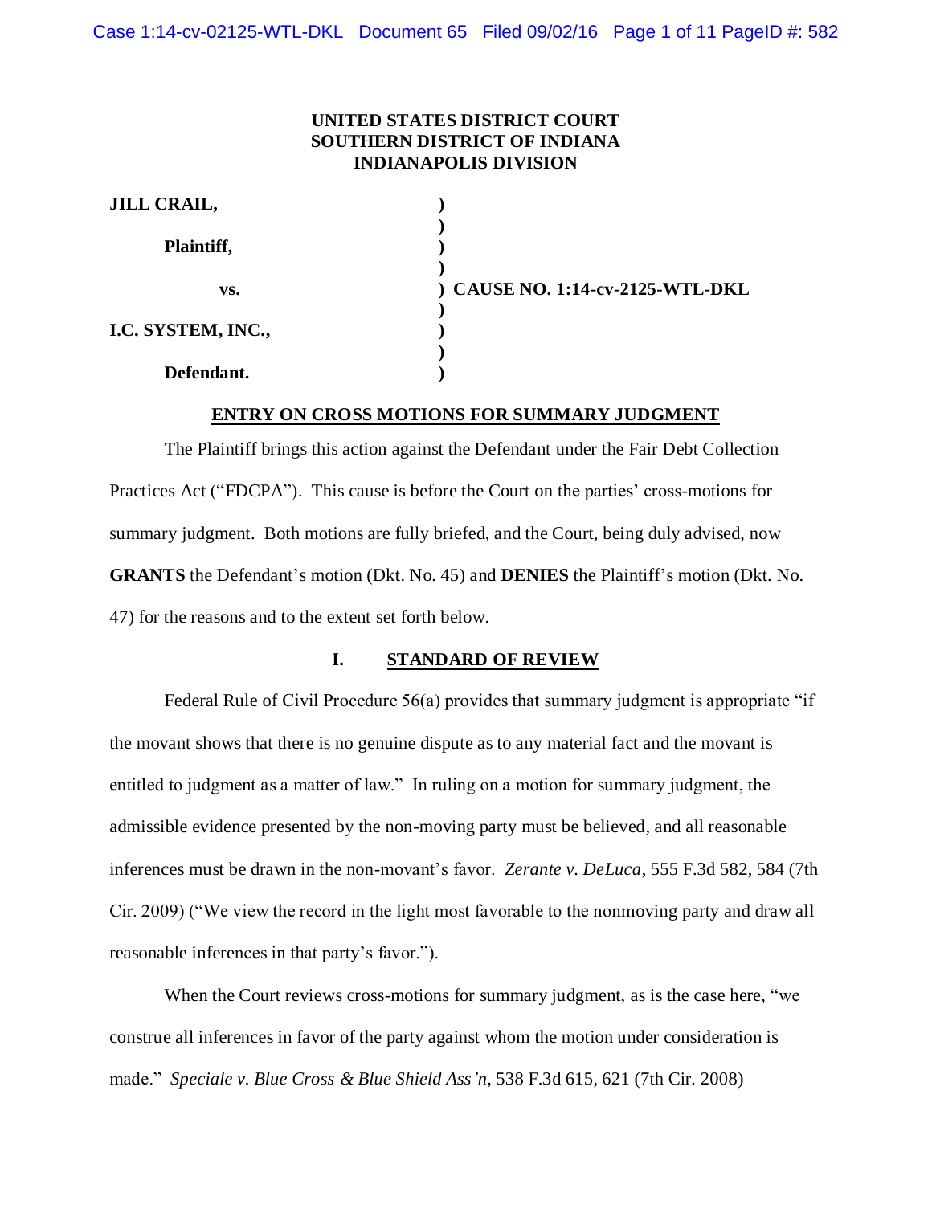**UNITED STATES DISTRICT COURT**
**SOUTHERN DISTRICT OF INDIANA**
**INDIANAPOLIS DIVISION**

| | | |
|---|---|---|
| **JILL CRAIL,** | ) | |
| | ) | |
| **Plaintiff,** | ) | |
| | ) | |
| **vs.** | ) | **CAUSE NO. 1:14-cv-2125-WTL-DKL** |
| | ) | |
| **I.C. SYSTEM, INC.,** | ) | |
| | ) | |
| **Defendant.** | ) | |

**ENTRY ON CROSS MOTIONS FOR SUMMARY JUDGMENT**

The Plaintiff brings this action against the Defendant under the Fair Debt Collection Practices Act ("FDCPA"). This cause is before the Court on the parties' cross-motions for summary judgment. Both motions are fully briefed, and the Court, being duly advised, now **GRANTS** the Defendant's motion (Dkt. No. 45) and **DENIES** the Plaintiff's motion (Dkt. No. 47) for the reasons and to the extent set forth below.

## I. STANDARD OF REVIEW

Federal Rule of Civil Procedure 56(a) provides that summary judgment is appropriate "if the movant shows that there is no genuine dispute as to any material fact and the movant is entitled to judgment as a matter of law." In ruling on a motion for summary judgment, the admissible evidence presented by the non-moving party must be believed, and all reasonable inferences must be drawn in the non-movant's favor. *Zerante v. DeLuca*, 555 F.3d 582, 584 (7th Cir. 2009) ("We view the record in the light most favorable to the nonmoving party and draw all reasonable inferences in that party's favor.").

When the Court reviews cross-motions for summary judgment, as is the case here, "we construe all inferences in favor of the party against whom the motion under consideration is made." *Speciale v. Blue Cross & Blue Shield Ass'n*, 538 F.3d 615, 621 (7th Cir. 2008)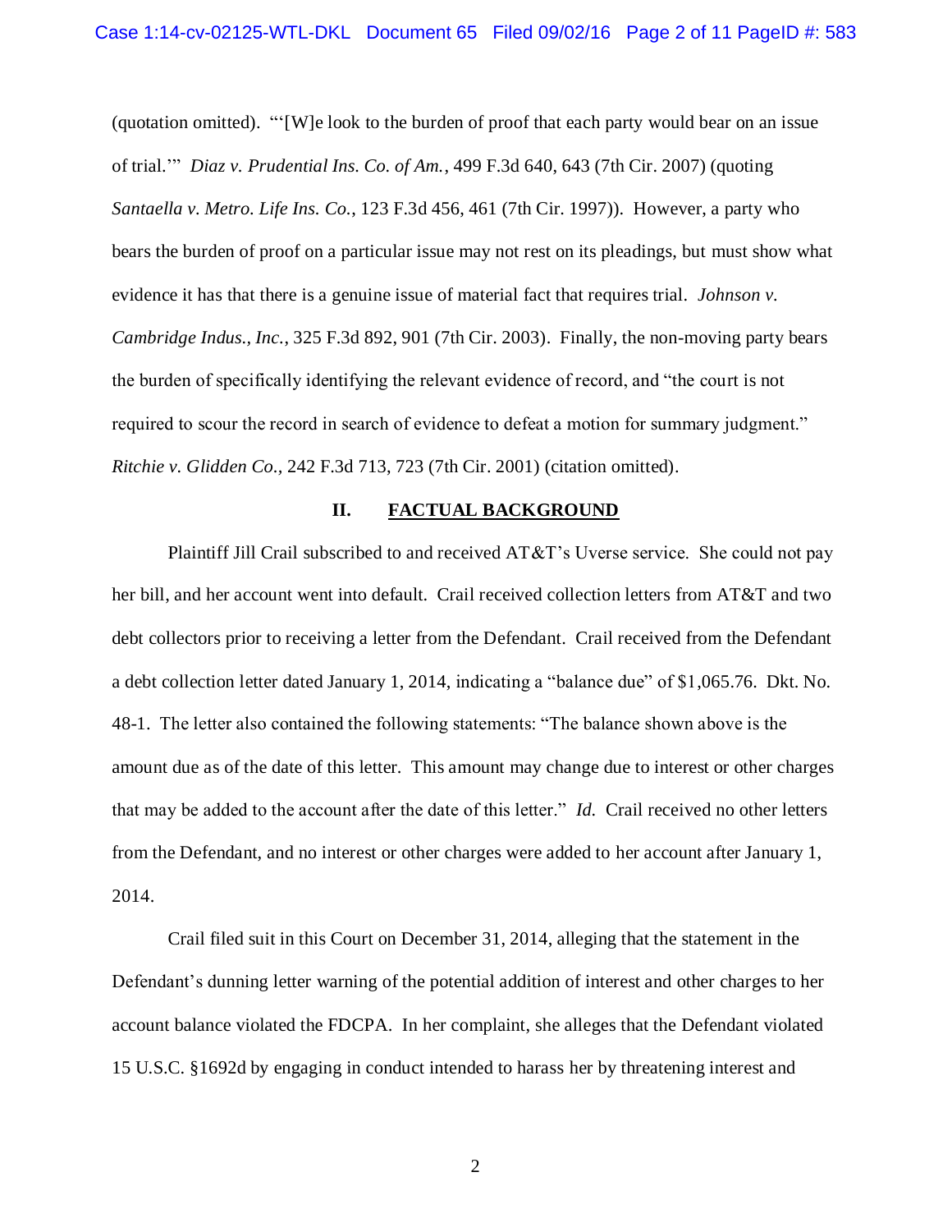(quotation omitted). "'[W]e look to the burden of proof that each party would bear on an issue of trial.'" *Diaz v. Prudential Ins. Co. of Am.*, 499 F.3d 640, 643 (7th Cir. 2007) (quoting *Santaella v. Metro. Life Ins. Co.*, 123 F.3d 456, 461 (7th Cir. 1997)). However, a party who bears the burden of proof on a particular issue may not rest on its pleadings, but must show what evidence it has that there is a genuine issue of material fact that requires trial. *Johnson v. Cambridge Indus., Inc.*, 325 F.3d 892, 901 (7th Cir. 2003). Finally, the non-moving party bears the burden of specifically identifying the relevant evidence of record, and "the court is not required to scour the record in search of evidence to defeat a motion for summary judgment." *Ritchie v. Glidden Co.*, 242 F.3d 713, 723 (7th Cir. 2001) (citation omitted).

## II. FACTUAL BACKGROUND

Plaintiff Jill Crail subscribed to and received AT&T's Uverse service. She could not pay her bill, and her account went into default. Crail received collection letters from AT&T and two debt collectors prior to receiving a letter from the Defendant. Crail received from the Defendant a debt collection letter dated January 1, 2014, indicating a "balance due" of $1,065.76. Dkt. No. 48-1. The letter also contained the following statements: "The balance shown above is the amount due as of the date of this letter. This amount may change due to interest or other charges that may be added to the account after the date of this letter." *Id.* Crail received no other letters from the Defendant, and no interest or other charges were added to her account after January 1, 2014.

Crail filed suit in this Court on December 31, 2014, alleging that the statement in the Defendant's dunning letter warning of the potential addition of interest and other charges to her account balance violated the FDCPA. In her complaint, she alleges that the Defendant violated 15 U.S.C. §1692d by engaging in conduct intended to harass her by threatening interest and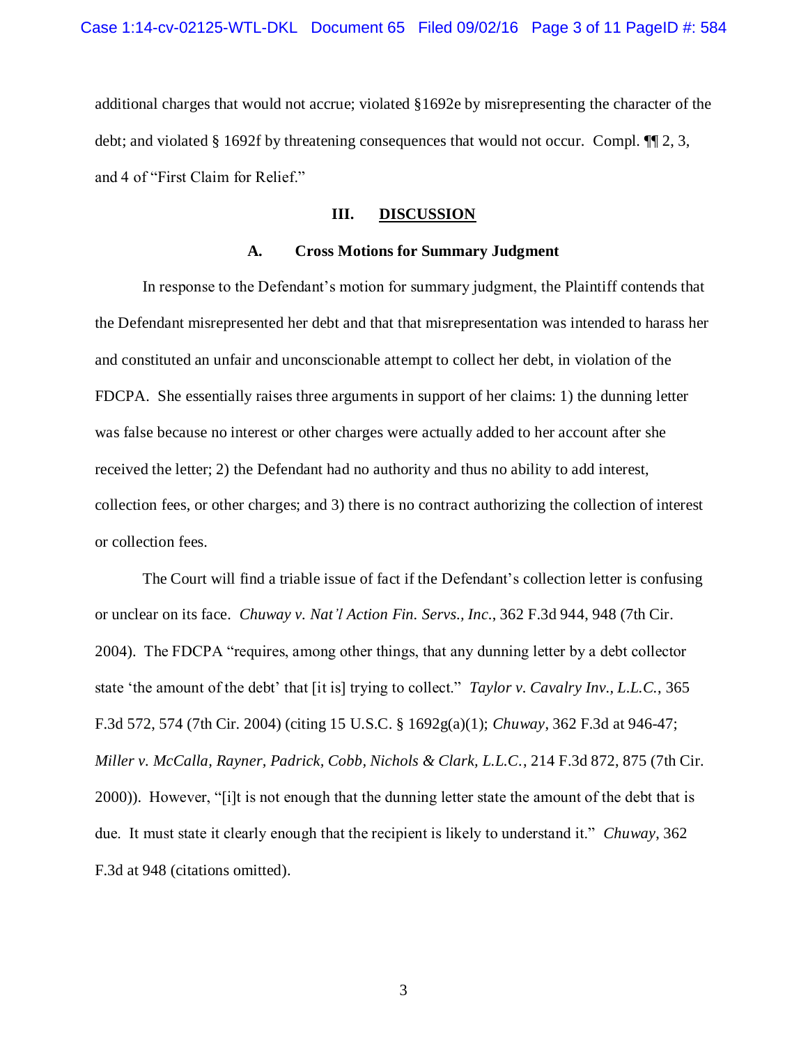additional charges that would not accrue; violated §1692e by misrepresenting the character of the debt; and violated § 1692f by threatening consequences that would not occur. Compl. ¶¶ 2, 3, and 4 of "First Claim for Relief."

## III. DISCUSSION

### A. Cross Motions for Summary Judgment

In response to the Defendant's motion for summary judgment, the Plaintiff contends that the Defendant misrepresented her debt and that that misrepresentation was intended to harass her and constituted an unfair and unconscionable attempt to collect her debt, in violation of the FDCPA. She essentially raises three arguments in support of her claims: 1) the dunning letter was false because no interest or other charges were actually added to her account after she received the letter; 2) the Defendant had no authority and thus no ability to add interest, collection fees, or other charges; and 3) there is no contract authorizing the collection of interest or collection fees.

The Court will find a triable issue of fact if the Defendant's collection letter is confusing or unclear on its face. *Chuway v. Nat'l Action Fin. Servs., Inc.*, 362 F.3d 944, 948 (7th Cir. 2004). The FDCPA "requires, among other things, that any dunning letter by a debt collector state 'the amount of the debt' that [it is] trying to collect." *Taylor v. Cavalry Inv., L.L.C.*, 365 F.3d 572, 574 (7th Cir. 2004) (citing 15 U.S.C. § 1692g(a)(1); *Chuway*, 362 F.3d at 946-47; *Miller v. McCalla, Rayner, Padrick, Cobb, Nichols & Clark, L.L.C.*, 214 F.3d 872, 875 (7th Cir. 2000)). However, "[i]t is not enough that the dunning letter state the amount of the debt that is due. It must state it clearly enough that the recipient is likely to understand it." *Chuway*, 362 F.3d at 948 (citations omitted).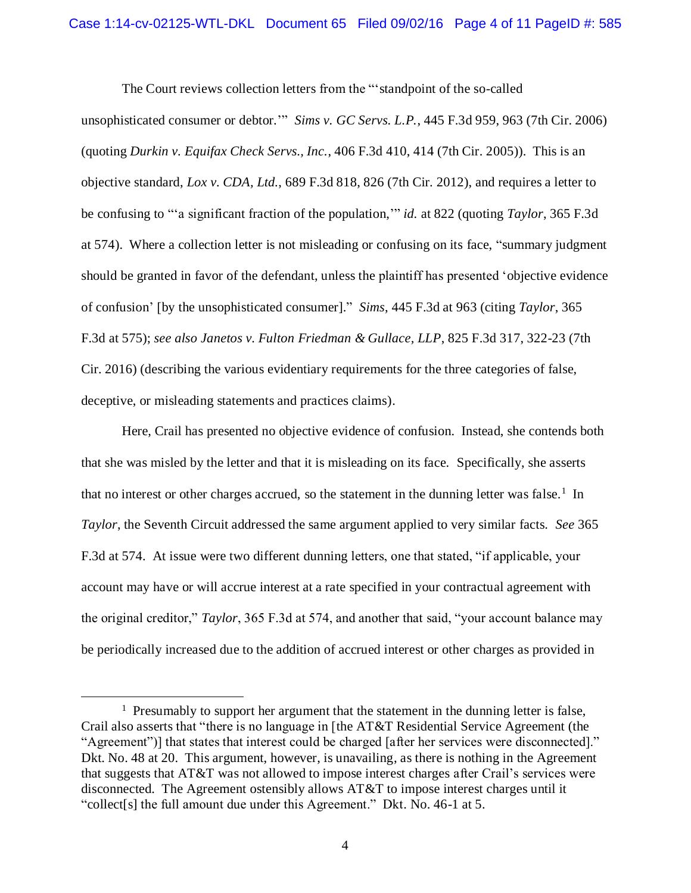The Court reviews collection letters from the "'standpoint of the so-called unsophisticated consumer or debtor.'" *Sims v. GC Servs. L.P.*, 445 F.3d 959, 963 (7th Cir. 2006) (quoting *Durkin v. Equifax Check Servs., Inc.*, 406 F.3d 410, 414 (7th Cir. 2005)). This is an objective standard, *Lox v. CDA, Ltd.*, 689 F.3d 818, 826 (7th Cir. 2012), and requires a letter to be confusing to "'a significant fraction of the population,'" *id.* at 822 (quoting *Taylor*, 365 F.3d at 574). Where a collection letter is not misleading or confusing on its face, "summary judgment should be granted in favor of the defendant, unless the plaintiff has presented 'objective evidence of confusion' [by the unsophisticated consumer]." *Sims*, 445 F.3d at 963 (citing *Taylor*, 365 F.3d at 575); *see also Janetos v. Fulton Friedman & Gullace, LLP*, 825 F.3d 317, 322-23 (7th Cir. 2016) (describing the various evidentiary requirements for the three categories of false, deceptive, or misleading statements and practices claims).

Here, Crail has presented no objective evidence of confusion. Instead, she contends both that she was misled by the letter and that it is misleading on its face. Specifically, she asserts that no interest or other charges accrued, so the statement in the dunning letter was false.[1] In *Taylor*, the Seventh Circuit addressed the same argument applied to very similar facts. *See* 365 F.3d at 574. At issue were two different dunning letters, one that stated, "if applicable, your account may have or will accrue interest at a rate specified in your contractual agreement with the original creditor," *Taylor*, 365 F.3d at 574, and another that said, "your account balance may be periodically increased due to the addition of accrued interest or other charges as provided in

[1] Presumably to support her argument that the statement in the dunning letter is false, Crail also asserts that "there is no language in [the AT&T Residential Service Agreement (the "Agreement")] that states that interest could be charged [after her services were disconnected]." Dkt. No. 48 at 20. This argument, however, is unavailing, as there is nothing in the Agreement that suggests that AT&T was not allowed to impose interest charges after Crail's services were disconnected. The Agreement ostensibly allows AT&T to impose interest charges until it "collect[s] the full amount due under this Agreement." Dkt. No. 46-1 at 5.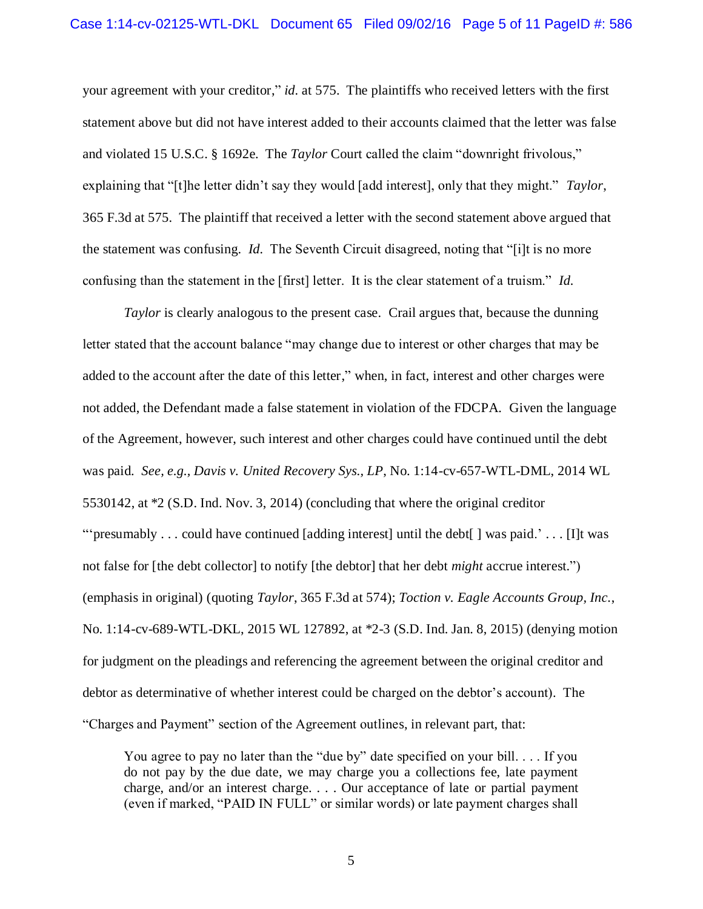your agreement with your creditor," *id.* at 575. The plaintiffs who received letters with the first statement above but did not have interest added to their accounts claimed that the letter was false and violated 15 U.S.C. § 1692e. The *Taylor* Court called the claim "downright frivolous," explaining that "[t]he letter didn't say they would [add interest], only that they might." *Taylor*, 365 F.3d at 575. The plaintiff that received a letter with the second statement above argued that the statement was confusing. *Id.* The Seventh Circuit disagreed, noting that "[i]t is no more confusing than the statement in the [first] letter. It is the clear statement of a truism." *Id.*

*Taylor* is clearly analogous to the present case. Crail argues that, because the dunning letter stated that the account balance "may change due to interest or other charges that may be added to the account after the date of this letter," when, in fact, interest and other charges were not added, the Defendant made a false statement in violation of the FDCPA. Given the language of the Agreement, however, such interest and other charges could have continued until the debt was paid. *See, e.g., Davis v. United Recovery Sys., LP*, No. 1:14-cv-657-WTL-DML, 2014 WL 5530142, at *2 (S.D. Ind. Nov. 3, 2014) (concluding that where the original creditor "'presumably . . . could have continued [adding interest] until the debt[ ] was paid.' . . . [I]t was not false for [the debt collector] to notify [the debtor] that her debt *might* accrue interest.") (emphasis in original) (quoting *Taylor*, 365 F.3d at 574); *Toction v. Eagle Accounts Group, Inc.*, No. 1:14-cv-689-WTL-DKL, 2015 WL 127892, at *2-3 (S.D. Ind. Jan. 8, 2015) (denying motion for judgment on the pleadings and referencing the agreement between the original creditor and debtor as determinative of whether interest could be charged on the debtor's account). The "Charges and Payment" section of the Agreement outlines, in relevant part, that:

> You agree to pay no later than the "due by" date specified on your bill. . . . If you do not pay by the due date, we may charge you a collections fee, late payment charge, and/or an interest charge. . . . Our acceptance of late or partial payment (even if marked, "PAID IN FULL" or similar words) or late payment charges shall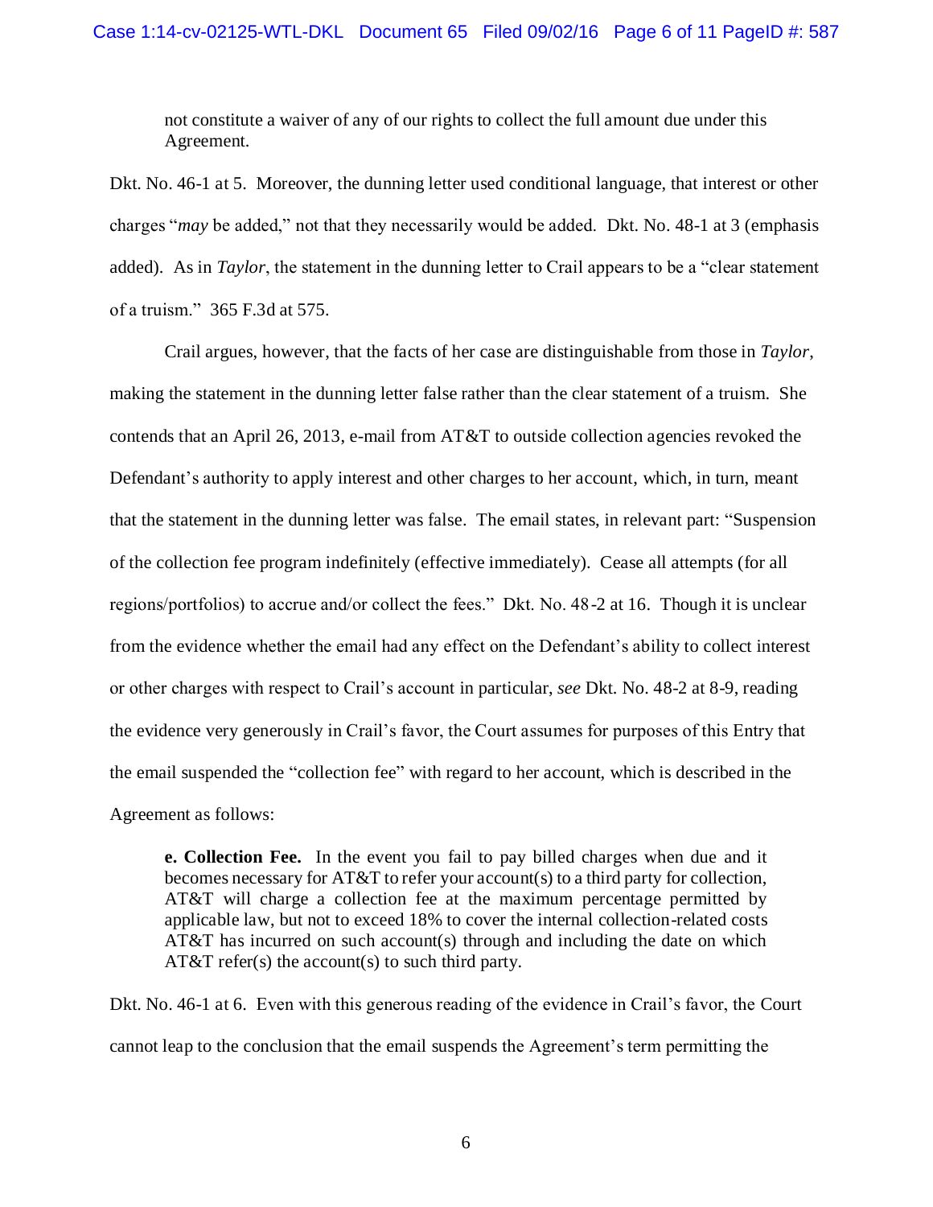> not constitute a waiver of any of our rights to collect the full amount due under this Agreement.

Dkt. No. 46-1 at 5. Moreover, the dunning letter used conditional language, that interest or other charges "*may* be added," not that they necessarily would be added. Dkt. No. 48-1 at 3 (emphasis added). As in *Taylor*, the statement in the dunning letter to Crail appears to be a "clear statement of a truism." 365 F.3d at 575.

Crail argues, however, that the facts of her case are distinguishable from those in *Taylor*, making the statement in the dunning letter false rather than the clear statement of a truism. She contends that an April 26, 2013, e-mail from AT&T to outside collection agencies revoked the Defendant's authority to apply interest and other charges to her account, which, in turn, meant that the statement in the dunning letter was false. The email states, in relevant part: "Suspension of the collection fee program indefinitely (effective immediately). Cease all attempts (for all regions/portfolios) to accrue and/or collect the fees." Dkt. No. 48-2 at 16. Though it is unclear from the evidence whether the email had any effect on the Defendant's ability to collect interest or other charges with respect to Crail's account in particular, *see* Dkt. No. 48-2 at 8-9, reading the evidence very generously in Crail's favor, the Court assumes for purposes of this Entry that the email suspended the "collection fee" with regard to her account, which is described in the Agreement as follows:

> **e. Collection Fee.** In the event you fail to pay billed charges when due and it becomes necessary for AT&T to refer your account(s) to a third party for collection, AT&T will charge a collection fee at the maximum percentage permitted by applicable law, but not to exceed 18% to cover the internal collection-related costs AT&T has incurred on such account(s) through and including the date on which AT&T refer(s) the account(s) to such third party.

Dkt. No. 46-1 at 6. Even with this generous reading of the evidence in Crail's favor, the Court cannot leap to the conclusion that the email suspends the Agreement's term permitting the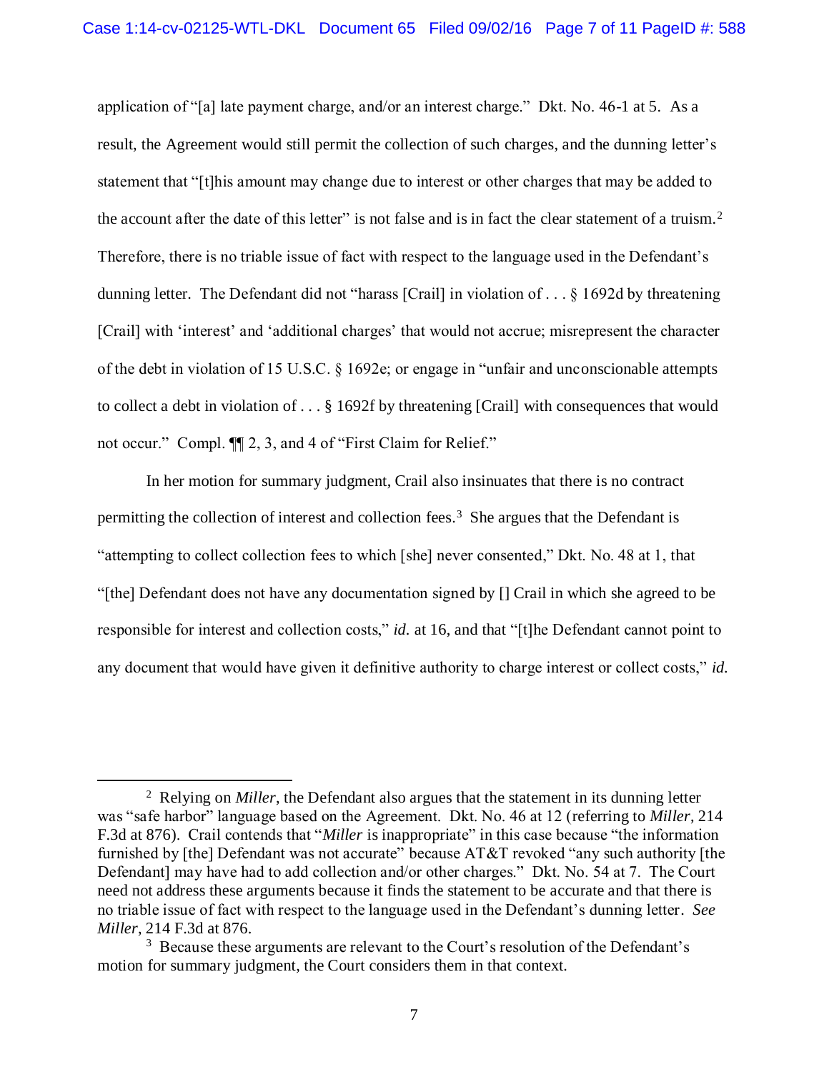application of "[a] late payment charge, and/or an interest charge." Dkt. No. 46-1 at 5. As a result, the Agreement would still permit the collection of such charges, and the dunning letter's statement that "[t]his amount may change due to interest or other charges that may be added to the account after the date of this letter" is not false and is in fact the clear statement of a truism.[2] Therefore, there is no triable issue of fact with respect to the language used in the Defendant's dunning letter. The Defendant did not "harass [Crail] in violation of . . . § 1692d by threatening [Crail] with 'interest' and 'additional charges' that would not accrue; misrepresent the character of the debt in violation of 15 U.S.C. § 1692e; or engage in "unfair and unconscionable attempts to collect a debt in violation of . . . § 1692f by threatening [Crail] with consequences that would not occur." Compl. ¶¶ 2, 3, and 4 of "First Claim for Relief."

In her motion for summary judgment, Crail also insinuates that there is no contract permitting the collection of interest and collection fees.[3] She argues that the Defendant is "attempting to collect collection fees to which [she] never consented," Dkt. No. 48 at 1, that "[the] Defendant does not have any documentation signed by [] Crail in which she agreed to be responsible for interest and collection costs," *id.* at 16, and that "[t]he Defendant cannot point to any document that would have given it definitive authority to charge interest or collect costs," *id.*

---

[2] Relying on *Miller*, the Defendant also argues that the statement in its dunning letter was "safe harbor" language based on the Agreement. Dkt. No. 46 at 12 (referring to *Miller*, 214 F.3d at 876). Crail contends that "*Miller* is inappropriate" in this case because "the information furnished by [the] Defendant was not accurate" because AT&T revoked "any such authority [the Defendant] may have had to add collection and/or other charges." Dkt. No. 54 at 7. The Court need not address these arguments because it finds the statement to be accurate and that there is no triable issue of fact with respect to the language used in the Defendant's dunning letter. *See Miller*, 214 F.3d at 876.

[3] Because these arguments are relevant to the Court's resolution of the Defendant's motion for summary judgment, the Court considers them in that context.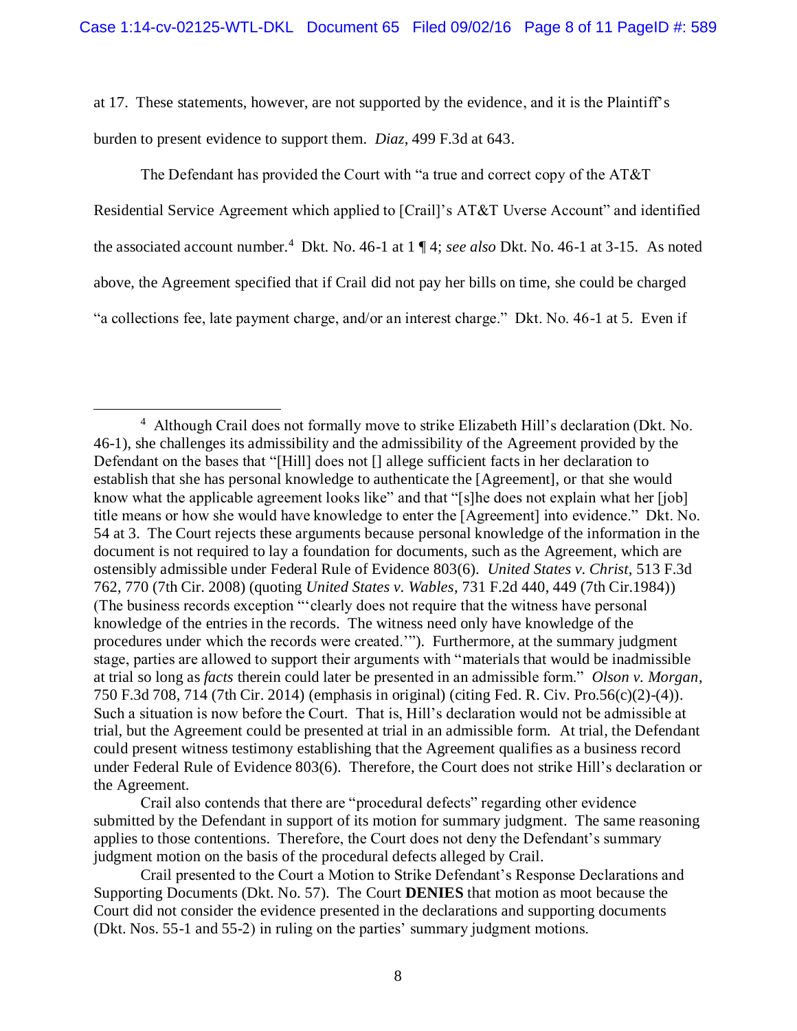at 17. These statements, however, are not supported by the evidence, and it is the Plaintiff's burden to present evidence to support them. *Diaz*, 499 F.3d at 643.

The Defendant has provided the Court with "a true and correct copy of the AT&T Residential Service Agreement which applied to [Crail]'s AT&T Uverse Account" and identified the associated account number.[4] Dkt. No. 46-1 at 1 ¶ 4; *see also* Dkt. No. 46-1 at 3-15. As noted above, the Agreement specified that if Crail did not pay her bills on time, she could be charged "a collections fee, late payment charge, and/or an interest charge." Dkt. No. 46-1 at 5. Even if

---

[4] Although Crail does not formally move to strike Elizabeth Hill's declaration (Dkt. No. 46-1), she challenges its admissibility and the admissibility of the Agreement provided by the Defendant on the bases that "[Hill] does not [] allege sufficient facts in her declaration to establish that she has personal knowledge to authenticate the [Agreement], or that she would know what the applicable agreement looks like" and that "[s]he does not explain what her [job] title means or how she would have knowledge to enter the [Agreement] into evidence." Dkt. No. 54 at 3. The Court rejects these arguments because personal knowledge of the information in the document is not required to lay a foundation for documents, such as the Agreement, which are ostensibly admissible under Federal Rule of Evidence 803(6). *United States v. Christ*, 513 F.3d 762, 770 (7th Cir. 2008) (quoting *United States v. Wables*, 731 F.2d 440, 449 (7th Cir.1984)) (The business records exception "'clearly does not require that the witness have personal knowledge of the entries in the records. The witness need only have knowledge of the procedures under which the records were created.'"). Furthermore, at the summary judgment stage, parties are allowed to support their arguments with "materials that would be inadmissible at trial so long as *facts* therein could later be presented in an admissible form." *Olson v. Morgan*, 750 F.3d 708, 714 (7th Cir. 2014) (emphasis in original) (citing Fed. R. Civ. Pro.56(c)(2)-(4)). Such a situation is now before the Court. That is, Hill's declaration would not be admissible at trial, but the Agreement could be presented at trial in an admissible form. At trial, the Defendant could present witness testimony establishing that the Agreement qualifies as a business record under Federal Rule of Evidence 803(6). Therefore, the Court does not strike Hill's declaration or the Agreement.

Crail also contends that there are "procedural defects" regarding other evidence submitted by the Defendant in support of its motion for summary judgment. The same reasoning applies to those contentions. Therefore, the Court does not deny the Defendant's summary judgment motion on the basis of the procedural defects alleged by Crail.

Crail presented to the Court a Motion to Strike Defendant's Response Declarations and Supporting Documents (Dkt. No. 57). The Court **DENIES** that motion as moot because the Court did not consider the evidence presented in the declarations and supporting documents (Dkt. Nos. 55-1 and 55-2) in ruling on the parties' summary judgment motions.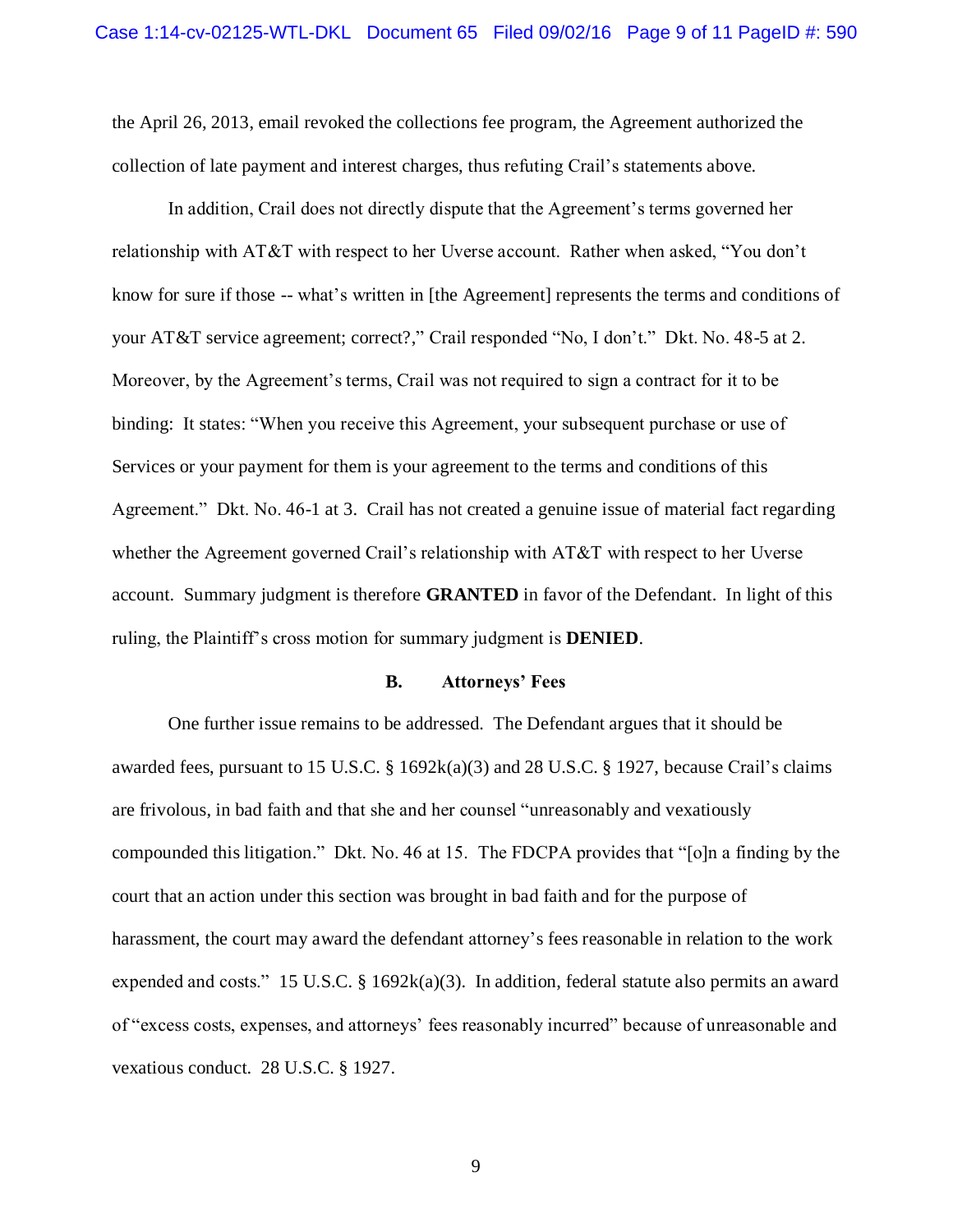the April 26, 2013, email revoked the collections fee program, the Agreement authorized the collection of late payment and interest charges, thus refuting Crail's statements above.

In addition, Crail does not directly dispute that the Agreement's terms governed her relationship with AT&T with respect to her Uverse account. Rather when asked, "You don't know for sure if those -- what's written in [the Agreement] represents the terms and conditions of your AT&T service agreement; correct?," Crail responded "No, I don't." Dkt. No. 48-5 at 2. Moreover, by the Agreement's terms, Crail was not required to sign a contract for it to be binding: It states: "When you receive this Agreement, your subsequent purchase or use of Services or your payment for them is your agreement to the terms and conditions of this Agreement." Dkt. No. 46-1 at 3. Crail has not created a genuine issue of material fact regarding whether the Agreement governed Crail's relationship with AT&T with respect to her Uverse account. Summary judgment is therefore **GRANTED** in favor of the Defendant. In light of this ruling, the Plaintiff's cross motion for summary judgment is **DENIED**.

### B. Attorneys' Fees

One further issue remains to be addressed. The Defendant argues that it should be awarded fees, pursuant to 15 U.S.C. § 1692k(a)(3) and 28 U.S.C. § 1927, because Crail's claims are frivolous, in bad faith and that she and her counsel "unreasonably and vexatiously compounded this litigation." Dkt. No. 46 at 15. The FDCPA provides that "[o]n a finding by the court that an action under this section was brought in bad faith and for the purpose of harassment, the court may award the defendant attorney's fees reasonable in relation to the work expended and costs." 15 U.S.C. § 1692k(a)(3). In addition, federal statute also permits an award of "excess costs, expenses, and attorneys' fees reasonably incurred" because of unreasonable and vexatious conduct. 28 U.S.C. § 1927.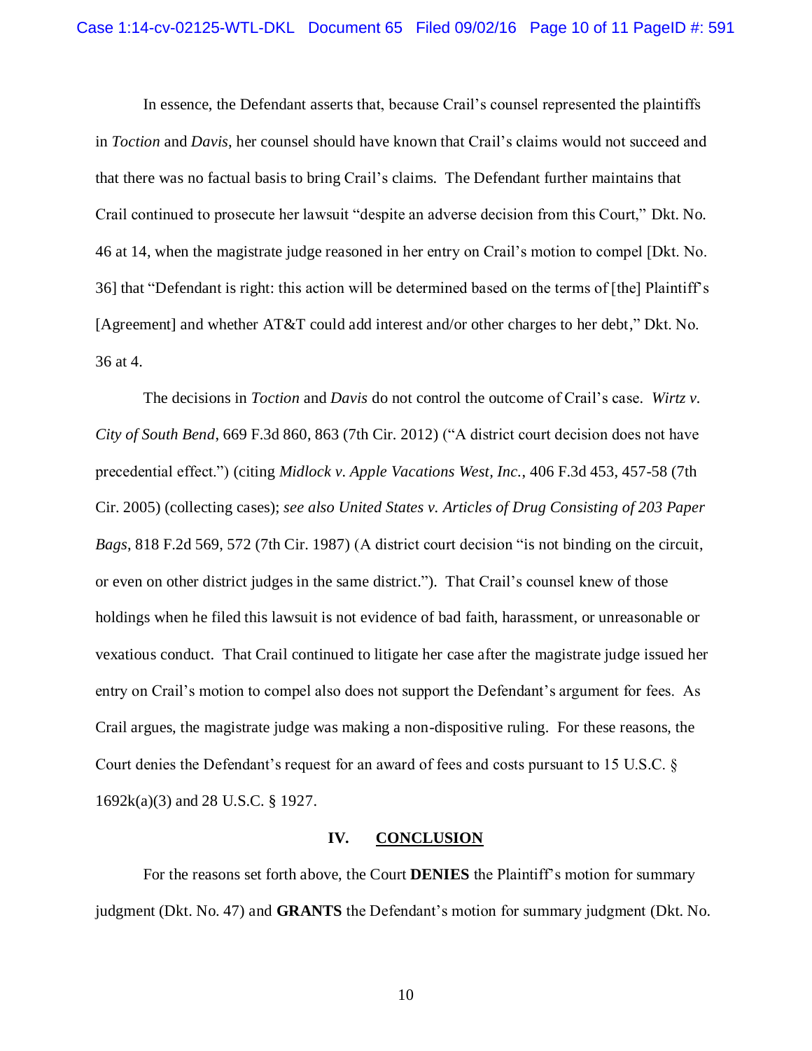In essence, the Defendant asserts that, because Crail's counsel represented the plaintiffs in *Toction* and *Davis*, her counsel should have known that Crail's claims would not succeed and that there was no factual basis to bring Crail's claims. The Defendant further maintains that Crail continued to prosecute her lawsuit "despite an adverse decision from this Court," Dkt. No. 46 at 14, when the magistrate judge reasoned in her entry on Crail's motion to compel [Dkt. No. 36] that "Defendant is right: this action will be determined based on the terms of [the] Plaintiff's [Agreement] and whether AT&T could add interest and/or other charges to her debt," Dkt. No. 36 at 4.

The decisions in *Toction* and *Davis* do not control the outcome of Crail's case. *Wirtz v. City of South Bend*, 669 F.3d 860, 863 (7th Cir. 2012) ("A district court decision does not have precedential effect.") (citing *Midlock v. Apple Vacations West, Inc.*, 406 F.3d 453, 457-58 (7th Cir. 2005) (collecting cases); *see also United States v. Articles of Drug Consisting of 203 Paper Bags*, 818 F.2d 569, 572 (7th Cir. 1987) (A district court decision "is not binding on the circuit, or even on other district judges in the same district."). That Crail's counsel knew of those holdings when he filed this lawsuit is not evidence of bad faith, harassment, or unreasonable or vexatious conduct. That Crail continued to litigate her case after the magistrate judge issued her entry on Crail's motion to compel also does not support the Defendant's argument for fees. As Crail argues, the magistrate judge was making a non-dispositive ruling. For these reasons, the Court denies the Defendant's request for an award of fees and costs pursuant to 15 U.S.C. § 1692k(a)(3) and 28 U.S.C. § 1927.

## IV. CONCLUSION

For the reasons set forth above, the Court **DENIES** the Plaintiff's motion for summary judgment (Dkt. No. 47) and **GRANTS** the Defendant's motion for summary judgment (Dkt. No.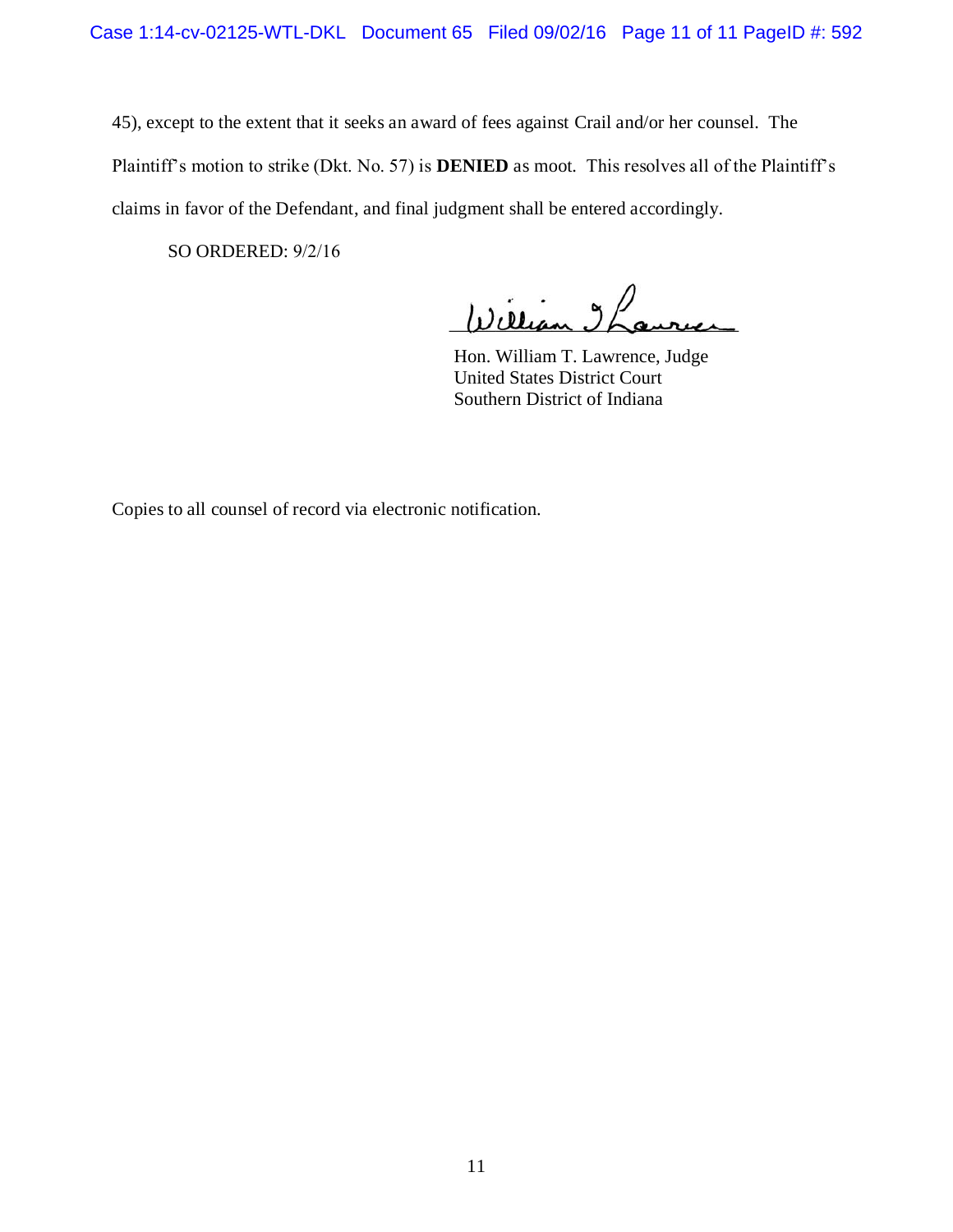45), except to the extent that it seeks an award of fees against Crail and/or her counsel. The Plaintiff's motion to strike (Dkt. No. 57) is **DENIED** as moot. This resolves all of the Plaintiff's claims in favor of the Defendant, and final judgment shall be entered accordingly.

SO ORDERED: 9/2/16

Hon. William T. Lawrence, Judge
United States District Court
Southern District of Indiana

Copies to all counsel of record via electronic notification.